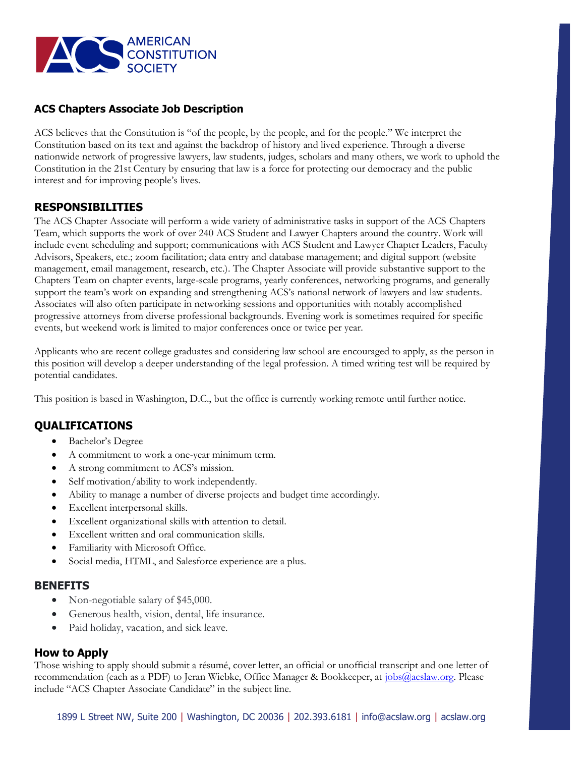AMERICAN CONSTITUTION SOCIETY

## ACS Chapters Associate Job Description

ACS believes that the Constitution is "of the people, by the people, and for the people." We interpret the Constitution based on its text and against the backdrop of history and lived experience. Through a diverse nationwide network of progressive lawyers, law students, judges, scholars and many others, we work to uphold the Constitution in the 21st Century by ensuring that law is a force for protecting our democracy and the public interest and for improving people's lives.

## RESPONSIBILITIES

The ACS Chapter Associate will perform a wide variety of administrative tasks in support of the ACS Chapters Team, which supports the work of over 240 ACS Student and Lawyer Chapters around the country. Work will include event scheduling and support; communications with ACS Student and Lawyer Chapter Leaders, Faculty Advisors, Speakers, etc.; zoom facilitation; data entry and database management; and digital support (website management, email management, research, etc.). The Chapter Associate will provide substantive support to the Chapters Team on chapter events, large-scale programs, yearly conferences, networking programs, and generally support the team's work on expanding and strengthening ACS's national network of lawyers and law students. Associates will also often participate in networking sessions and opportunities with notably accomplished progressive attorneys from diverse professional backgrounds. Evening work is sometimes required for specific events, but weekend work is limited to major conferences once or twice per year.

Applicants who are recent college graduates and considering law school are encouraged to apply, as the person in this position will develop a deeper understanding of the legal profession. A timed writing test will be required by potential candidates.

This position is based in Washington, D.C., but the office is currently working remote until further notice.

## QUALIFICATIONS

- Bachelor's Degree
- A commitment to work a one-year minimum term.
- A strong commitment to ACS's mission.
- Self motivation/ability to work independently.
- Ability to manage a number of diverse projects and budget time accordingly.
- Excellent interpersonal skills.
- Excellent organizational skills with attention to detail.
- Excellent written and oral communication skills.
- Familiarity with Microsoft Office.
- Social media, HTML, and Salesforce experience are a plus.

## BENEFITS

- Non-negotiable salary of $45,000.
- Generous health, vision, dental, life insurance.
- Paid holiday, vacation, and sick leave.

## How to Apply

Those wishing to apply should submit a résumé, cover letter, an official or unofficial transcript and one letter of recommendation (each as a PDF) to Jeran Wiebke, Office Manager & Bookkeeper, at jobs@acslaw.org. Please include "ACS Chapter Associate Candidate" in the subject line.

1899 L Street NW, Suite 200 | Washington, DC 20036 | 202.393.6181 | info@acslaw.org | acslaw.org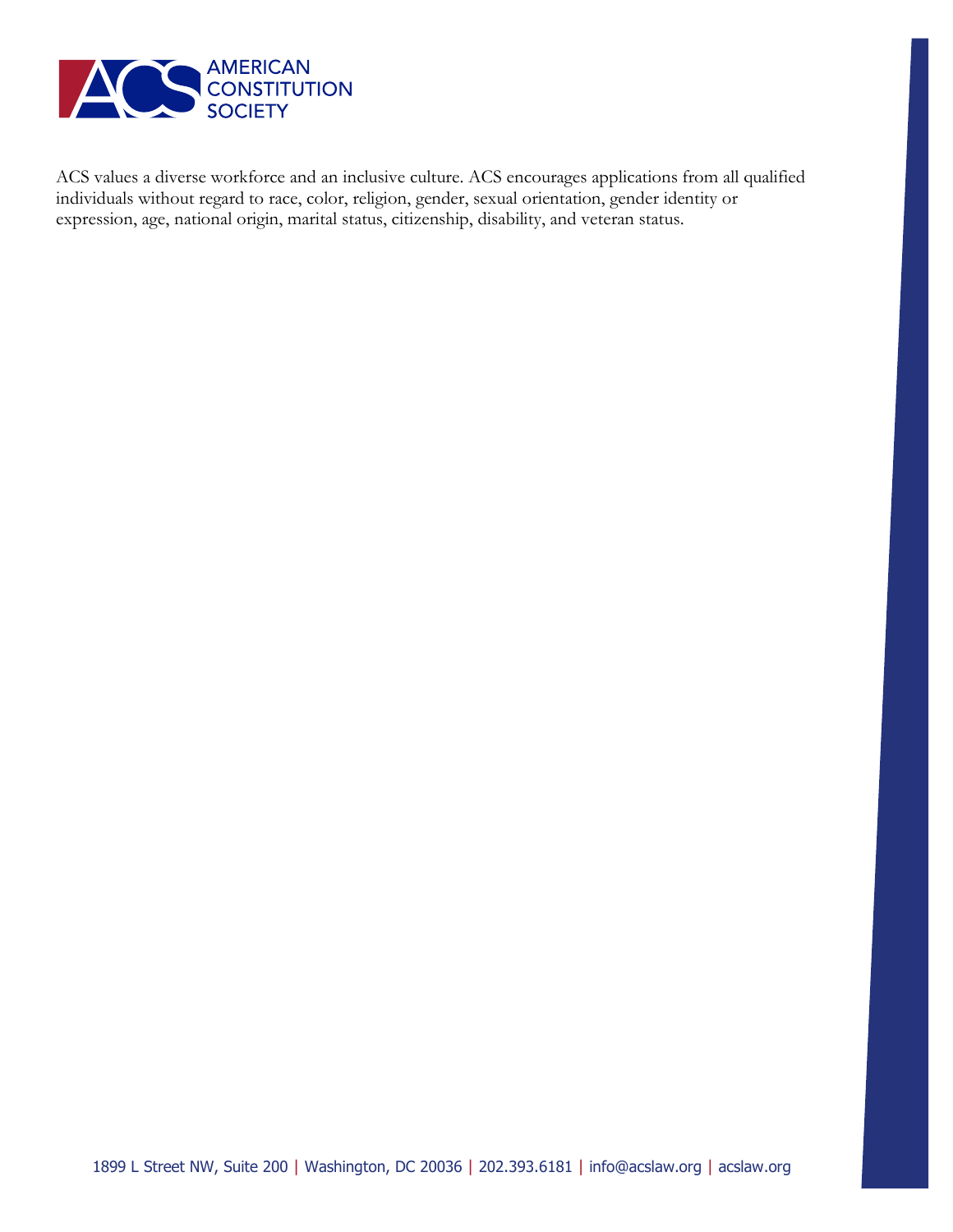ACS values a diverse workforce and an inclusive culture. ACS encourages applications from all qualified individuals without regard to race, color, religion, gender, sexual orientation, gender identity or expression, age, national origin, marital status, citizenship, disability, and veteran status.